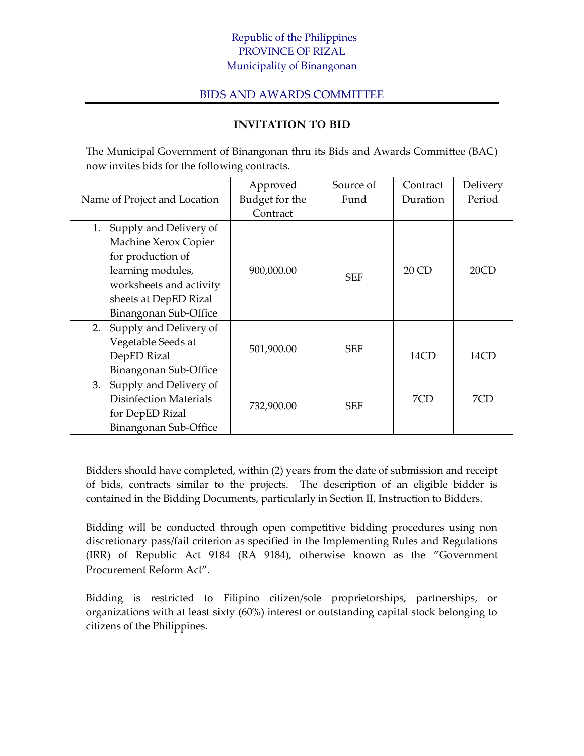Republic of the Philippines
PROVINCE OF RIZAL
Municipality of Binangonan

## BIDS AND AWARDS COMMITTEE

### INVITATION TO BID

The Municipal Government of Binangonan thru its Bids and Awards Committee (BAC) now invites bids for the following contracts.

| Name of Project and Location | Approved Budget for the Contract | Source of Fund | Contract Duration | Delivery Period |
|---|---|---|---|---|
| 1. Supply and Delivery of Machine Xerox Copier for production of learning modules, worksheets and activity sheets at DepED Rizal Binangonan Sub-Office | 900,000.00 | SEF | 20 CD | 20CD |
| 2. Supply and Delivery of Vegetable Seeds at DepED Rizal Binangonan Sub-Office | 501,900.00 | SEF | 14CD | 14CD |
| 3. Supply and Delivery of Disinfection Materials for DepED Rizal Binangonan Sub-Office | 732,900.00 | SEF | 7CD | 7CD |

Bidders should have completed, within (2) years from the date of submission and receipt of bids, contracts similar to the projects. The description of an eligible bidder is contained in the Bidding Documents, particularly in Section II, Instruction to Bidders.

Bidding will be conducted through open competitive bidding procedures using non discretionary pass/fail criterion as specified in the Implementing Rules and Regulations (IRR) of Republic Act 9184 (RA 9184), otherwise known as the "Government Procurement Reform Act".

Bidding is restricted to Filipino citizen/sole proprietorships, partnerships, or organizations with at least sixty (60%) interest or outstanding capital stock belonging to citizens of the Philippines.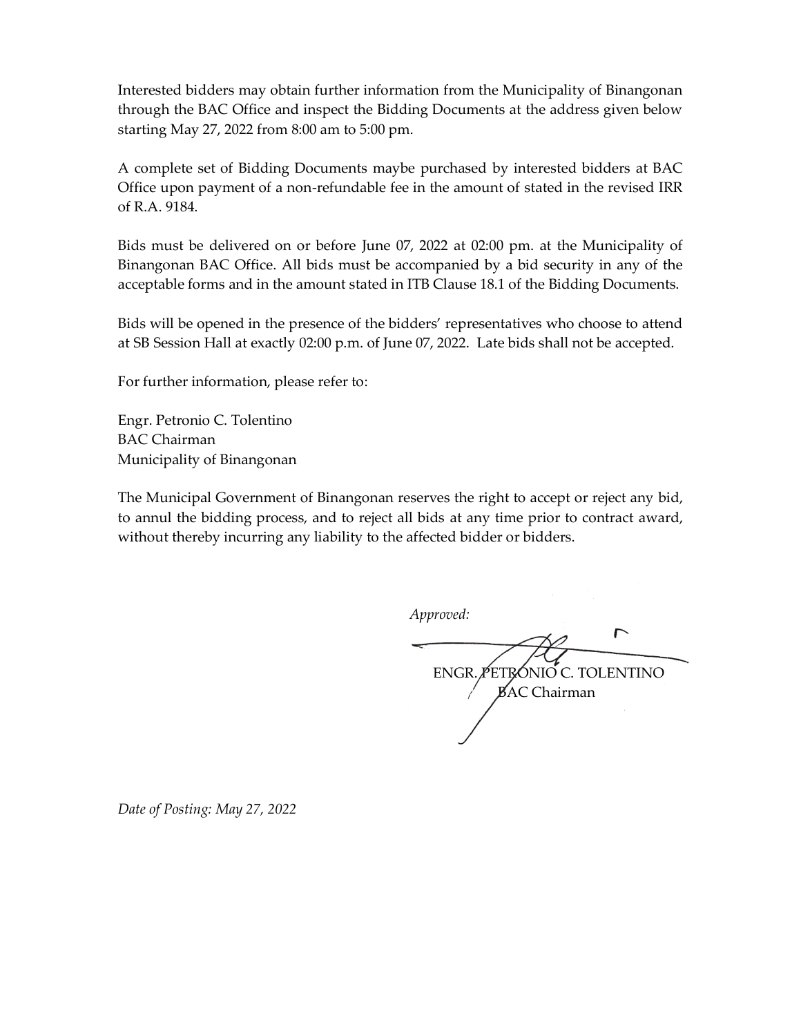Interested bidders may obtain further information from the Municipality of Binangonan through the BAC Office and inspect the Bidding Documents at the address given below starting May 27, 2022 from 8:00 am to 5:00 pm.

A complete set of Bidding Documents maybe purchased by interested bidders at BAC Office upon payment of a non-refundable fee in the amount of stated in the revised IRR of R.A. 9184.

Bids must be delivered on or before June 07, 2022 at 02:00 pm. at the Municipality of Binangonan BAC Office. All bids must be accompanied by a bid security in any of the acceptable forms and in the amount stated in ITB Clause 18.1 of the Bidding Documents.

Bids will be opened in the presence of the bidders' representatives who choose to attend at SB Session Hall at exactly 02:00 p.m. of June 07, 2022. Late bids shall not be accepted.

For further information, please refer to:

Engr. Petronio C. Tolentino
BAC Chairman
Municipality of Binangonan

The Municipal Government of Binangonan reserves the right to accept or reject any bid, to annul the bidding process, and to reject all bids at any time prior to contract award, without thereby incurring any liability to the affected bidder or bidders.

*Approved:*

ENGR. PETRONIO C. TOLENTINO
BAC Chairman

*Date of Posting: May 27, 2022*